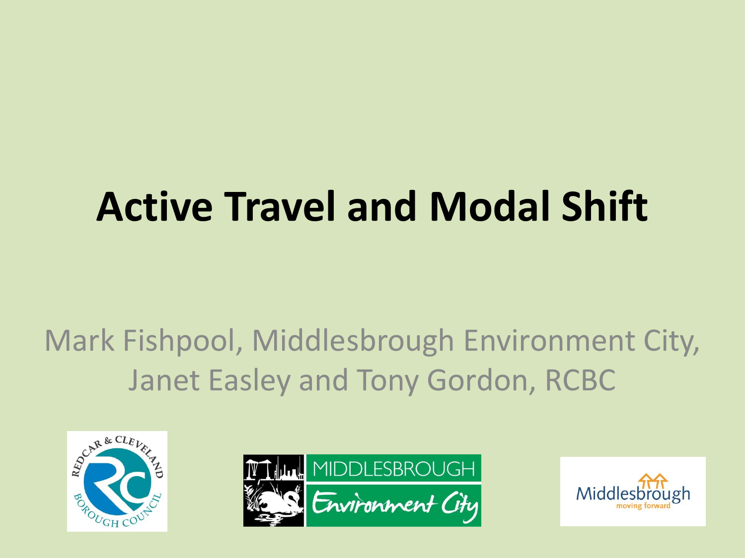# Active Travel and Modal Shift

Mark Fishpool, Middlesbrough Environment City, Janet Easley and Tony Gordon, RCBC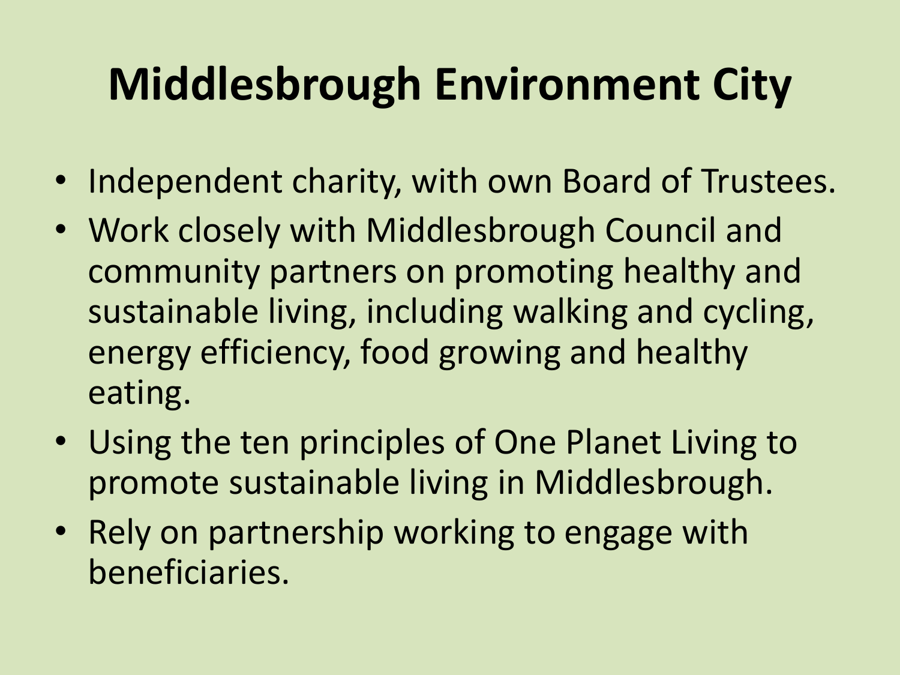# Middlesbrough Environment City

- Independent charity, with own Board of Trustees.
- Work closely with Middlesbrough Council and community partners on promoting healthy and sustainable living, including walking and cycling, energy efficiency, food growing and healthy eating.
- Using the ten principles of One Planet Living to promote sustainable living in Middlesbrough.
- Rely on partnership working to engage with beneficiaries.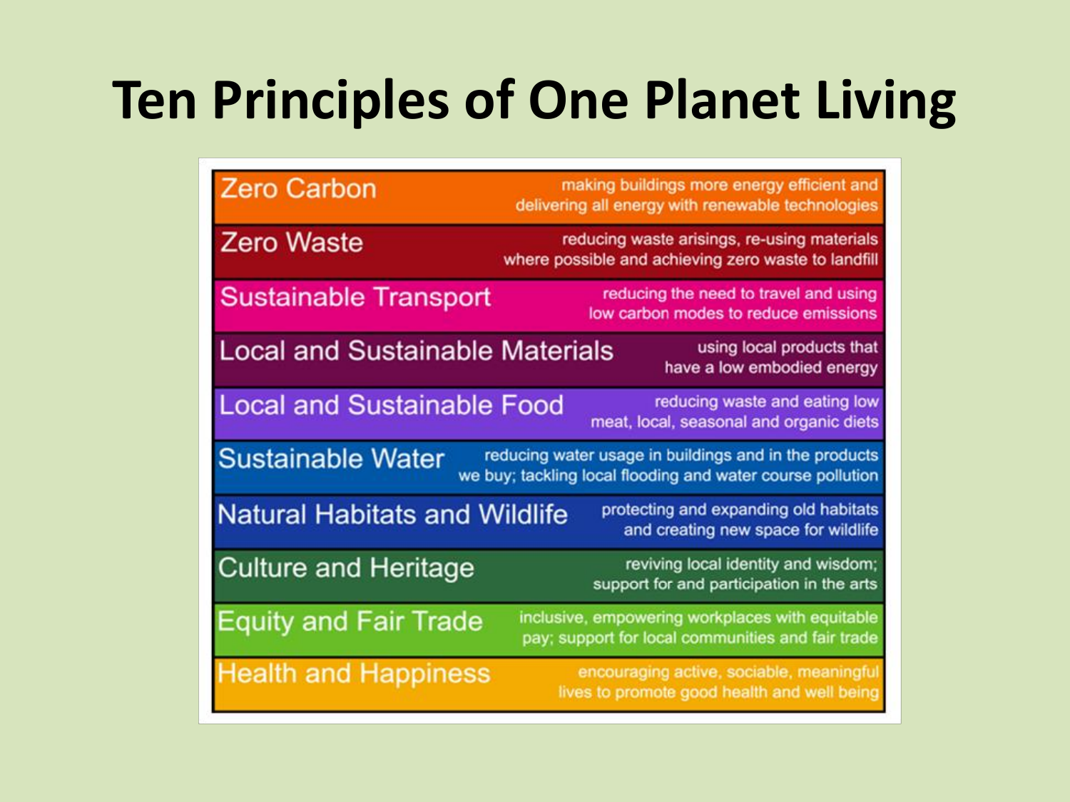# Ten Principles of One Planet Living

| Principle | Description |
| --- | --- |
| Zero Carbon | making buildings more energy efficient and delivering all energy with renewable technologies |
| Zero Waste | reducing waste arisings, re-using materials where possible and achieving zero waste to landfill |
| Sustainable Transport | reducing the need to travel and using low carbon modes to reduce emissions |
| Local and Sustainable Materials | using local products that have a low embodied energy |
| Local and Sustainable Food | reducing waste and eating low meat, local, seasonal and organic diets |
| Sustainable Water | reducing water usage in buildings and in the products we buy; tackling local flooding and water course pollution |
| Natural Habitats and Wildlife | protecting and expanding old habitats and creating new space for wildlife |
| Culture and Heritage | reviving local identity and wisdom; support for and participation in the arts |
| Equity and Fair Trade | inclusive, empowering workplaces with equitable pay; support for local communities and fair trade |
| Health and Happiness | encouraging active, sociable, meaningful lives to promote good health and well being |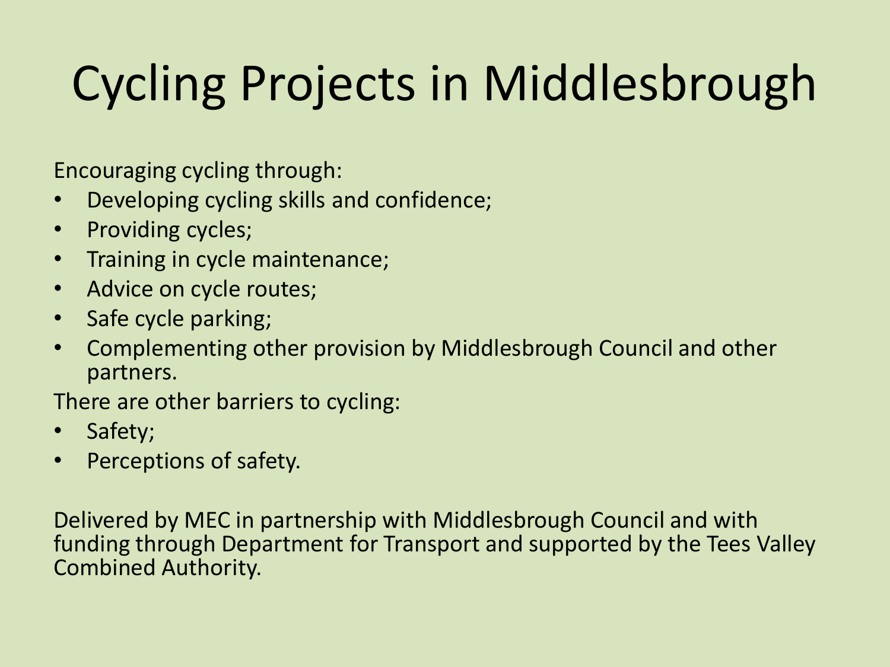# Cycling Projects in Middlesbrough

Encouraging cycling through:

- Developing cycling skills and confidence;
- Providing cycles;
- Training in cycle maintenance;
- Advice on cycle routes;
- Safe cycle parking;
- Complementing other provision by Middlesbrough Council and other partners.

There are other barriers to cycling:

- Safety;
- Perceptions of safety.

Delivered by MEC in partnership with Middlesbrough Council and with funding through Department for Transport and supported by the Tees Valley Combined Authority.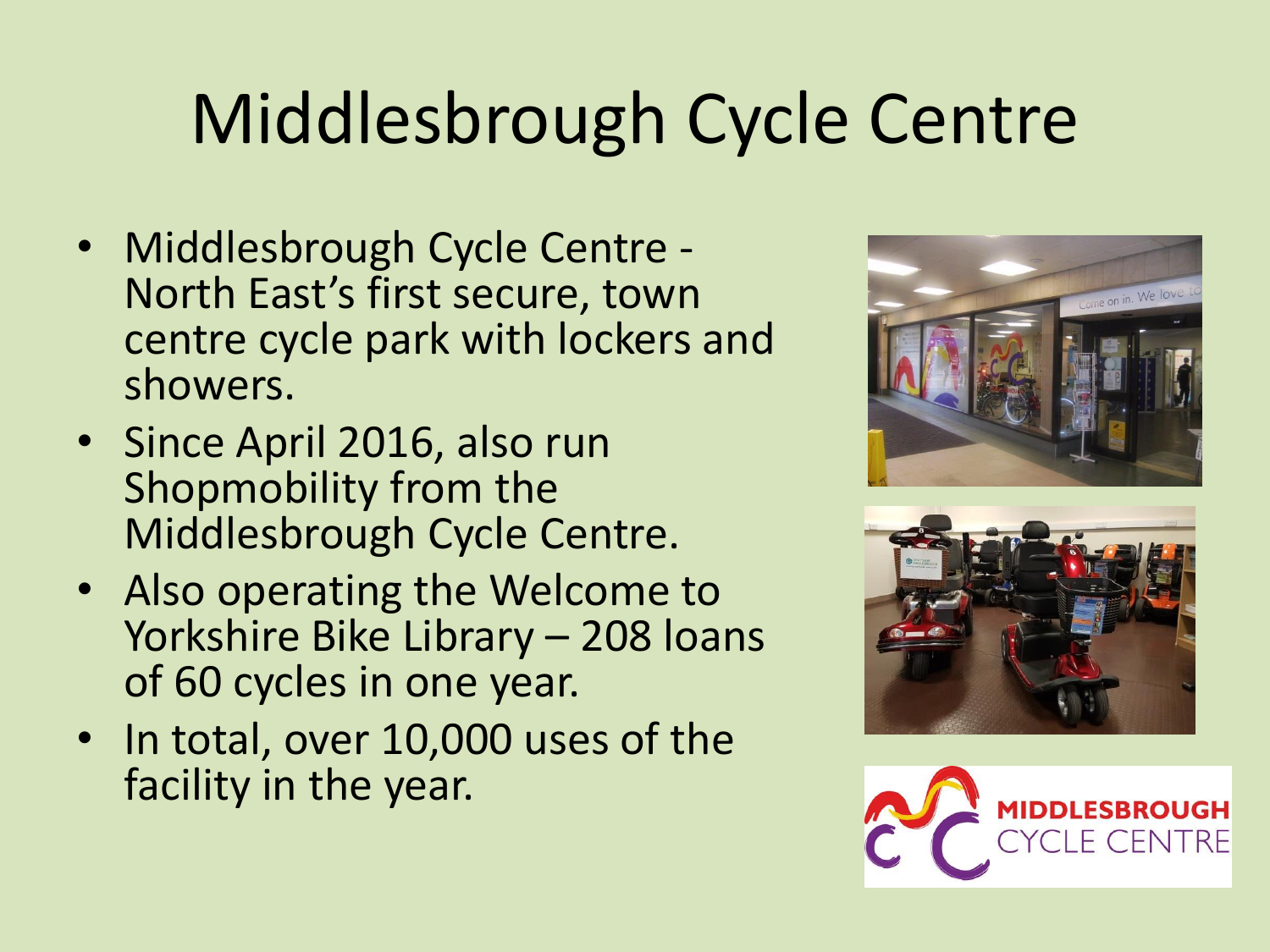# Middlesbrough Cycle Centre

- Middlesbrough Cycle Centre - North East's first secure, town centre cycle park with lockers and showers.
- Since April 2016, also run Shopmobility from the Middlesbrough Cycle Centre.
- Also operating the Welcome to Yorkshire Bike Library – 208 loans of 60 cycles in one year.
- In total, over 10,000 uses of the facility in the year.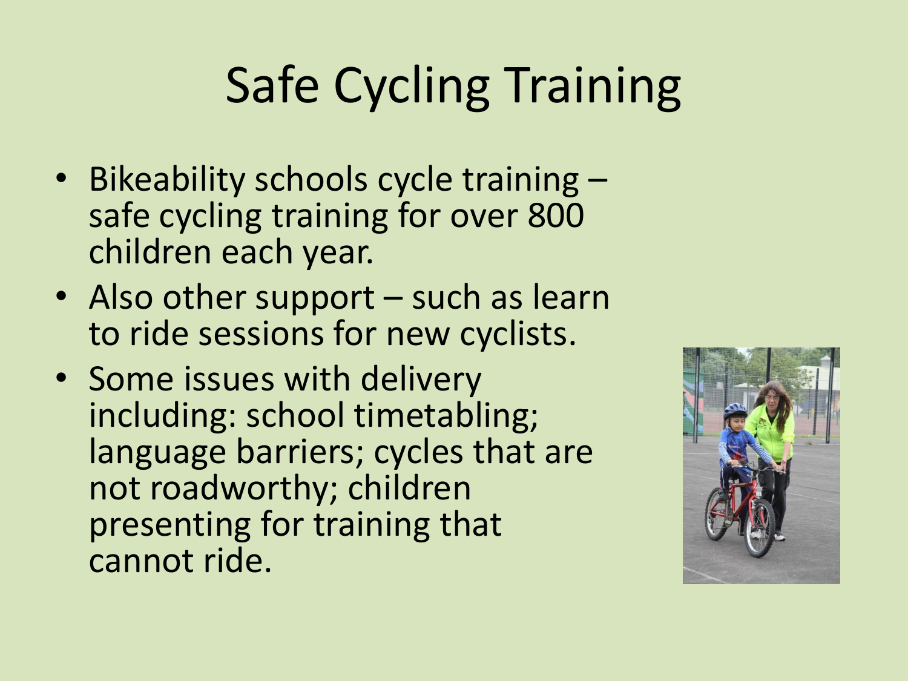# Safe Cycling Training

- Bikeability schools cycle training – safe cycling training for over 800 children each year.
- Also other support – such as learn to ride sessions for new cyclists.
- Some issues with delivery including: school timetabling; language barriers; cycles that are not roadworthy; children presenting for training that cannot ride.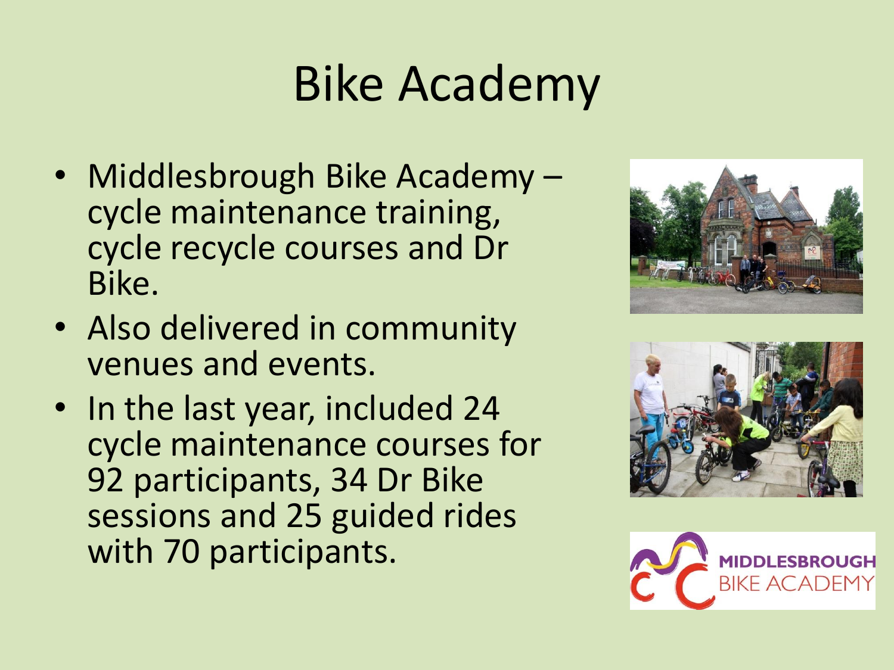# Bike Academy

- Middlesbrough Bike Academy – cycle maintenance training, cycle recycle courses and Dr Bike.
- Also delivered in community venues and events.
- In the last year, included 24 cycle maintenance courses for 92 participants, 34 Dr Bike sessions and 25 guided rides with 70 participants.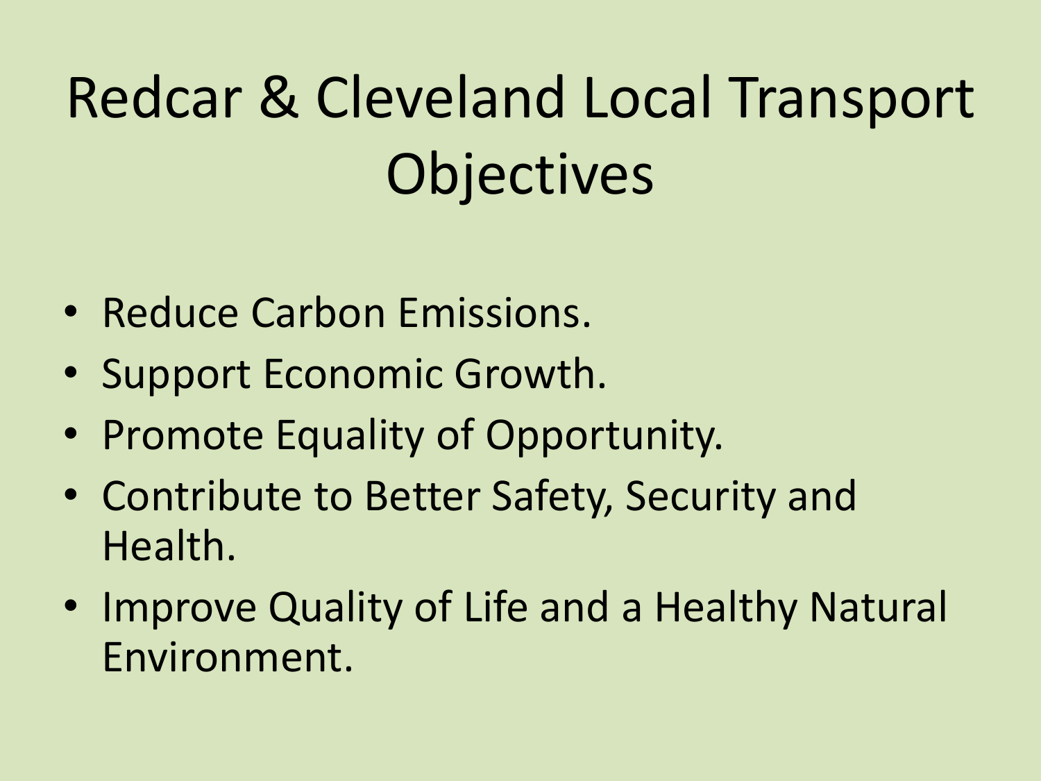# Redcar & Cleveland Local Transport Objectives

- Reduce Carbon Emissions.
- Support Economic Growth.
- Promote Equality of Opportunity.
- Contribute to Better Safety, Security and Health.
- Improve Quality of Life and a Healthy Natural Environment.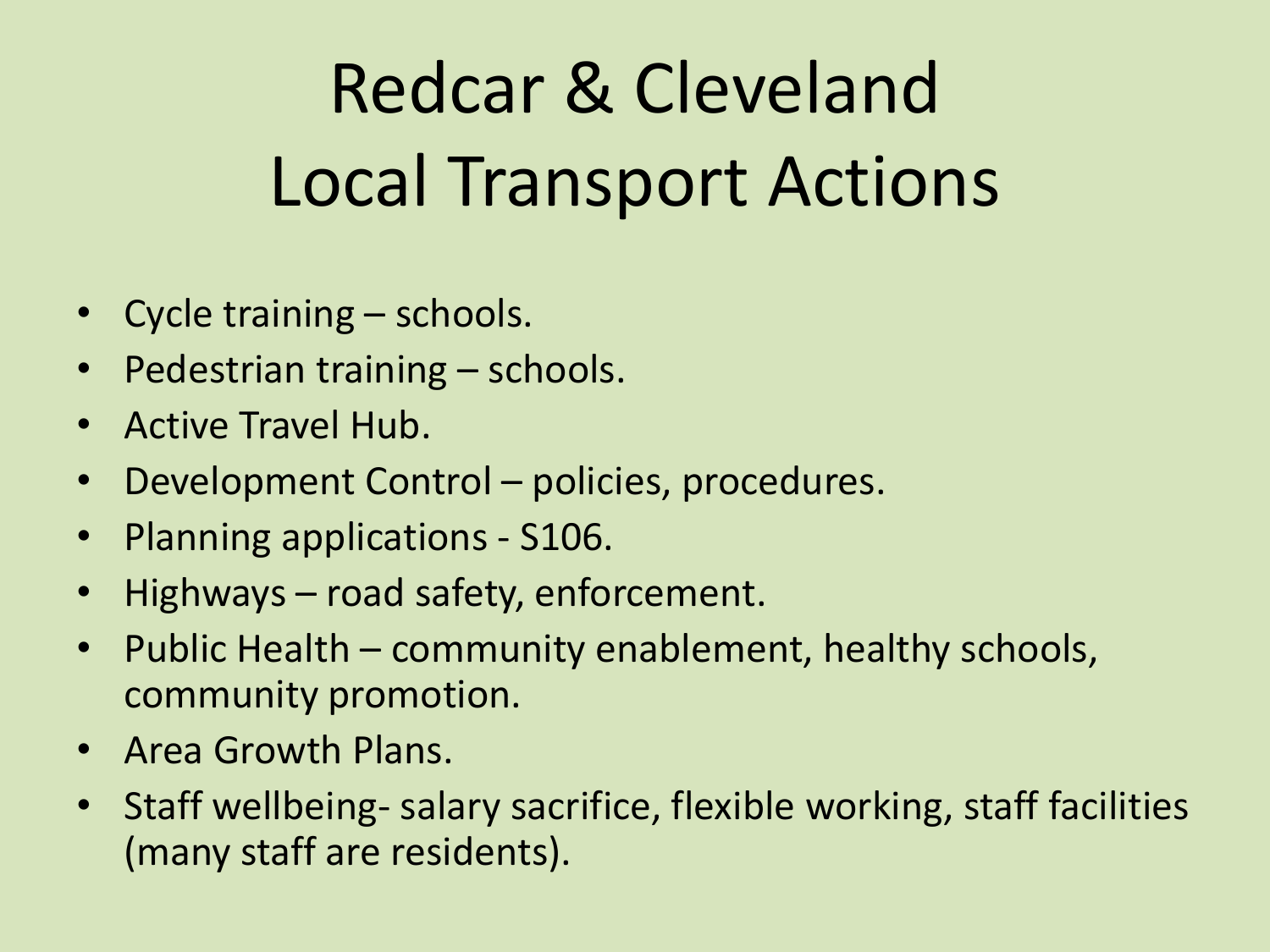# Redcar & Cleveland Local Transport Actions

- Cycle training – schools.
- Pedestrian training – schools.
- Active Travel Hub.
- Development Control – policies, procedures.
- Planning applications - S106.
- Highways – road safety, enforcement.
- Public Health – community enablement, healthy schools, community promotion.
- Area Growth Plans.
- Staff wellbeing- salary sacrifice, flexible working, staff facilities (many staff are residents).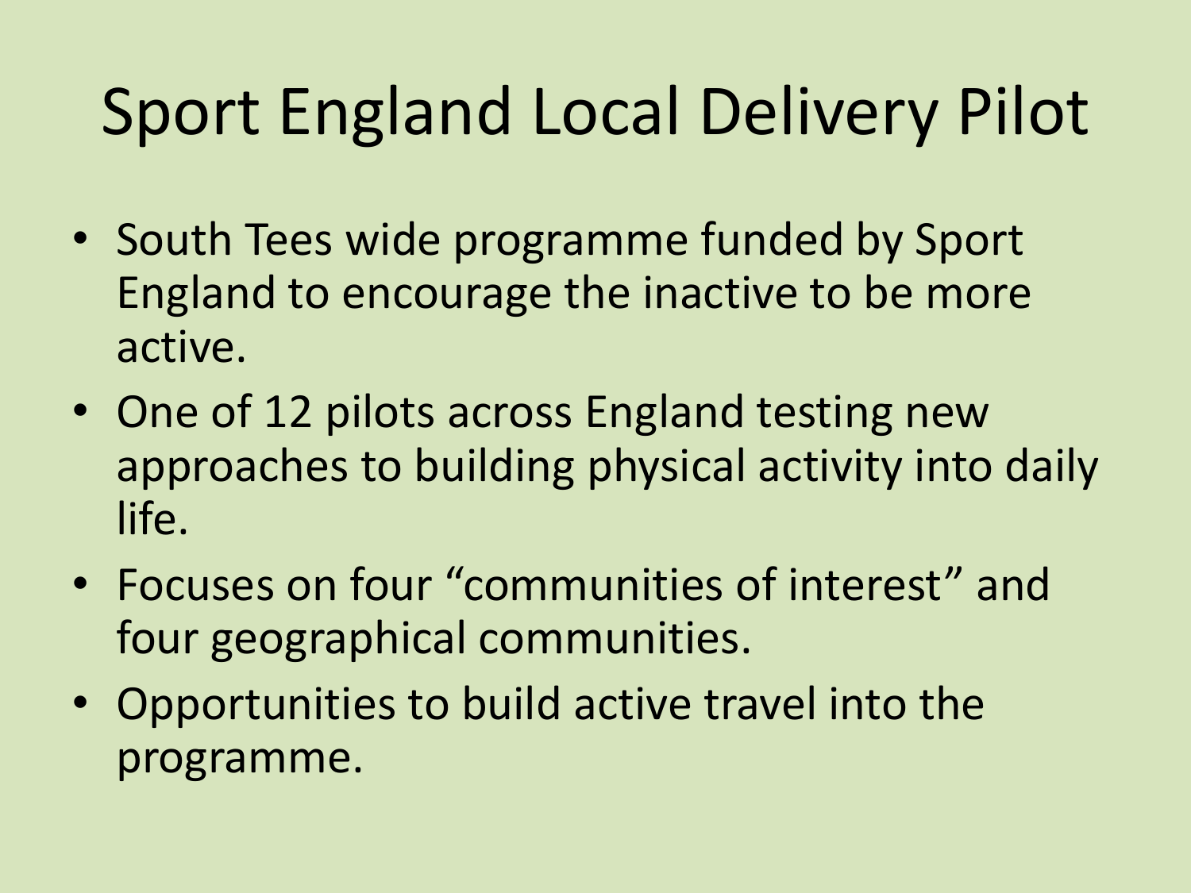# Sport England Local Delivery Pilot

- South Tees wide programme funded by Sport England to encourage the inactive to be more active.
- One of 12 pilots across England testing new approaches to building physical activity into daily life.
- Focuses on four “communities of interest” and four geographical communities.
- Opportunities to build active travel into the programme.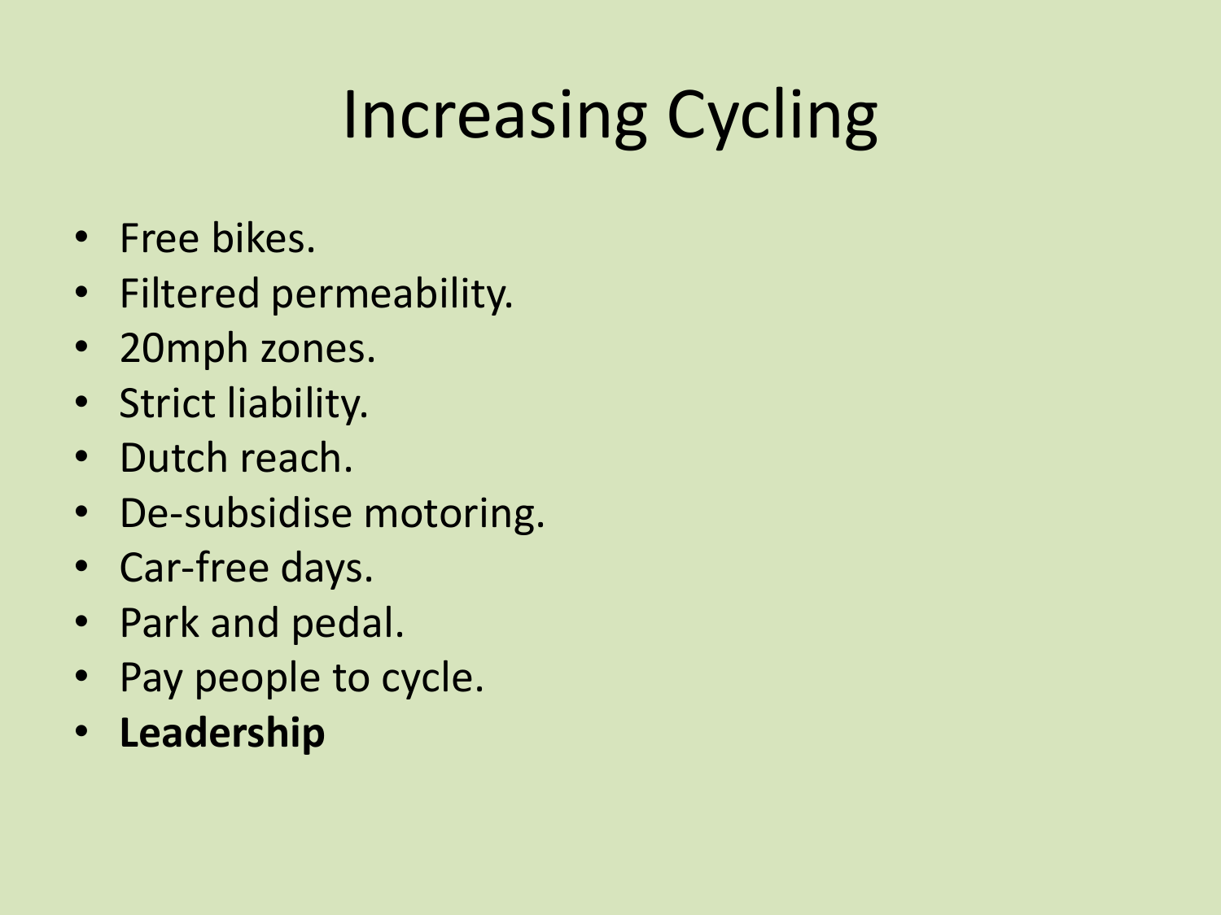# Increasing Cycling

- Free bikes.
- Filtered permeability.
- 20mph zones.
- Strict liability.
- Dutch reach.
- De-subsidise motoring.
- Car-free days.
- Park and pedal.
- Pay people to cycle.
- **Leadership**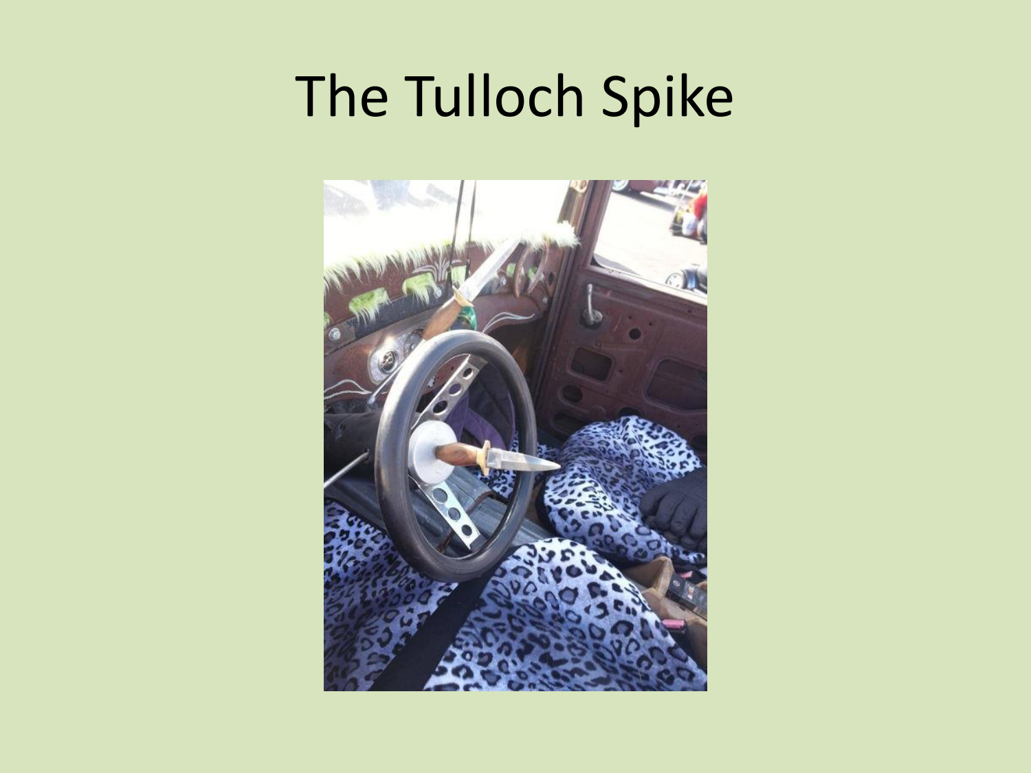# The Tulloch Spike